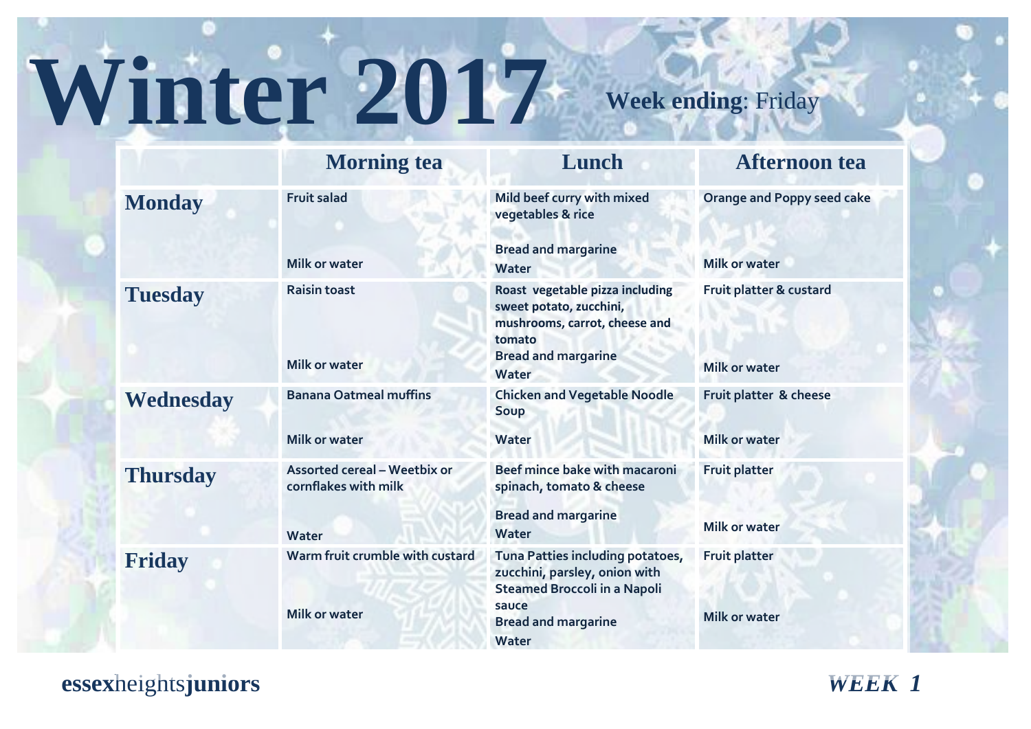# Winter 2017

**Week ending**: Friday

| | Morning tea | Lunch | Afternoon tea |
|---|---|---|---|
| **Monday** | Fruit salad<br><br>Milk or water | Mild beef curry with mixed vegetables & rice<br><br>Bread and margarine<br>Water | Orange and Poppy seed cake<br><br>Milk or water |
| **Tuesday** | Raisin toast<br><br>Milk or water | Roast vegetable pizza including sweet potato, zucchini, mushrooms, carrot, cheese and tomato<br>Bread and margarine<br>Water | Fruit platter & custard<br><br>Milk or water |
| **Wednesday** | Banana Oatmeal muffins<br><br>Milk or water | Chicken and Vegetable Noodle Soup<br><br>Water | Fruit platter & cheese<br><br>Milk or water |
| **Thursday** | Assorted cereal – Weetbix or cornflakes with milk<br><br>Water | Beef mince bake with macaroni spinach, tomato & cheese<br><br>Bread and margarine<br>Water | Fruit platter<br><br>Milk or water |
| **Friday** | Warm fruit crumble with custard<br><br>Milk or water | Tuna Patties including potatoes, zucchini, parsley, onion with Steamed Broccoli in a Napoli sauce<br>Bread and margarine<br>Water | Fruit platter<br><br>Milk or water |

**essex**heights**juniors**

***WEEK 1***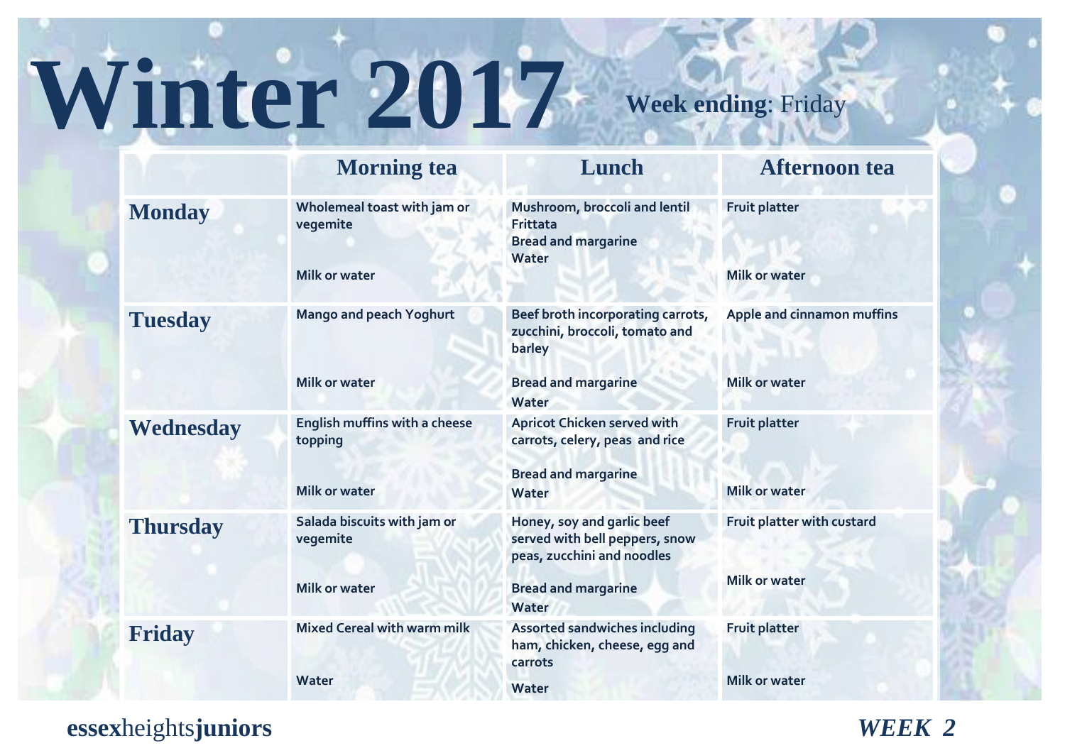# Winter 2017

**Week ending**: Friday

| | Morning tea | Lunch | Afternoon tea |
|---|---|---|---|
| **Monday** | Wholemeal toast with jam or vegemite<br><br>Milk or water | Mushroom, broccoli and lentil Frittata<br>Bread and margarine<br>Water | Fruit platter<br><br>Milk or water |
| **Tuesday** | Mango and peach Yoghurt<br><br>Milk or water | Beef broth incorporating carrots, zucchini, broccoli, tomato and barley<br><br>Bread and margarine<br>Water | Apple and cinnamon muffins<br><br>Milk or water |
| **Wednesday** | English muffins with a cheese topping<br><br>Milk or water | Apricot Chicken served with carrots, celery, peas and rice<br><br>Bread and margarine<br>Water | Fruit platter<br><br>Milk or water |
| **Thursday** | Salada biscuits with jam or vegemite<br><br>Milk or water | Honey, soy and garlic beef served with bell peppers, snow peas, zucchini and noodles<br><br>Bread and margarine<br>Water | Fruit platter with custard<br><br>Milk or water |
| **Friday** | Mixed Cereal with warm milk<br><br>Water | Assorted sandwiches including ham, chicken, cheese, egg and carrots<br><br>Water | Fruit platter<br><br>Milk or water |

**essex**heights**juniors**

***WEEK 2***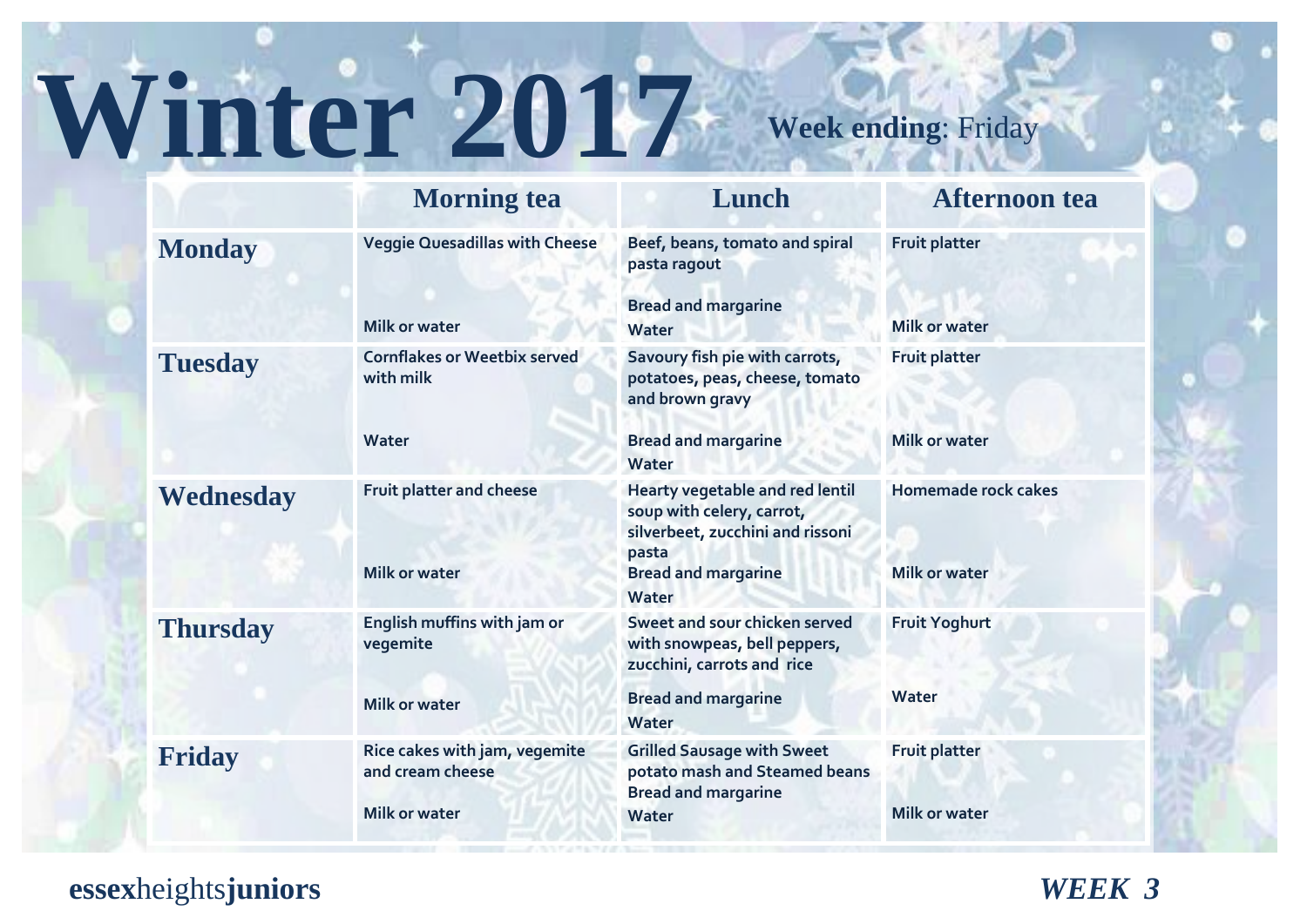# Winter 2017

**Week ending**: Friday

| | Morning tea | Lunch | Afternoon tea |
|---|---|---|---|
| **Monday** | Veggie Quesadillas with Cheese<br><br>Milk or water | Beef, beans, tomato and spiral pasta ragout<br><br>Bread and margarine<br>Water | Fruit platter<br><br>Milk or water |
| **Tuesday** | Cornflakes or Weetbix served with milk<br><br>Water | Savoury fish pie with carrots, potatoes, peas, cheese, tomato and brown gravy<br><br>Bread and margarine<br>Water | Fruit platter<br><br>Milk or water |
| **Wednesday** | Fruit platter and cheese<br><br>Milk or water | Hearty vegetable and red lentil soup with celery, carrot, silverbeet, zucchini and rissoni pasta<br>Bread and margarine<br>Water | Homemade rock cakes<br><br>Milk or water |
| **Thursday** | English muffins with jam or vegemite<br><br>Milk or water | Sweet and sour chicken served with snowpeas, bell peppers, zucchini, carrots and rice<br><br>Bread and margarine<br>Water | Fruit Yoghurt<br><br>Water |
| **Friday** | Rice cakes with jam, vegemite and cream cheese<br><br>Milk or water | Grilled Sausage with Sweet potato mash and Steamed beans<br>Bread and margarine<br>Water | Fruit platter<br><br>Milk or water |

**essex**heights**juniors**

***WEEK 3***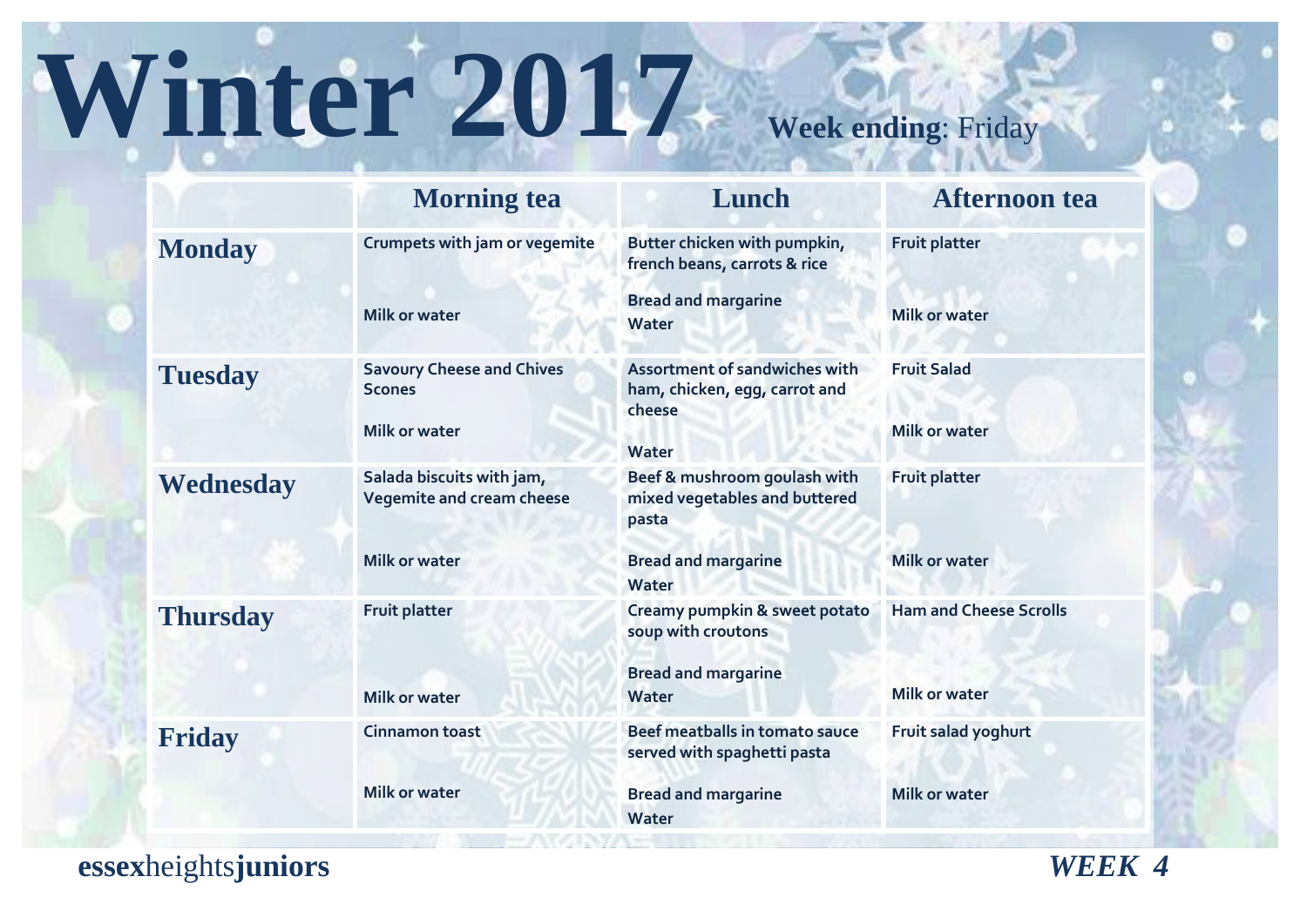# Winter 2017

**Week ending**: Friday

| | Morning tea | Lunch | Afternoon tea |
|---|---|---|---|
| **Monday** | Crumpets with jam or vegemite<br><br>Milk or water | Butter chicken with pumpkin, french beans, carrots & rice<br><br>Bread and margarine<br>Water | Fruit platter<br><br>Milk or water |
| **Tuesday** | Savoury Cheese and Chives Scones<br><br>Milk or water | Assortment of sandwiches with ham, chicken, egg, carrot and cheese<br><br>Water | Fruit Salad<br><br>Milk or water |
| **Wednesday** | Salada biscuits with jam, Vegemite and cream cheese<br><br>Milk or water | Beef & mushroom goulash with mixed vegetables and buttered pasta<br><br>Bread and margarine<br>Water | Fruit platter<br><br>Milk or water |
| **Thursday** | Fruit platter<br><br>Milk or water | Creamy pumpkin & sweet potato soup with croutons<br><br>Bread and margarine<br>Water | Ham and Cheese Scrolls<br><br>Milk or water |
| **Friday** | Cinnamon toast<br><br>Milk or water | Beef meatballs in tomato sauce served with spaghetti pasta<br><br>Bread and margarine<br>Water | Fruit salad yoghurt<br><br>Milk or water |

**essex**heights**juniors**

***WEEK 4***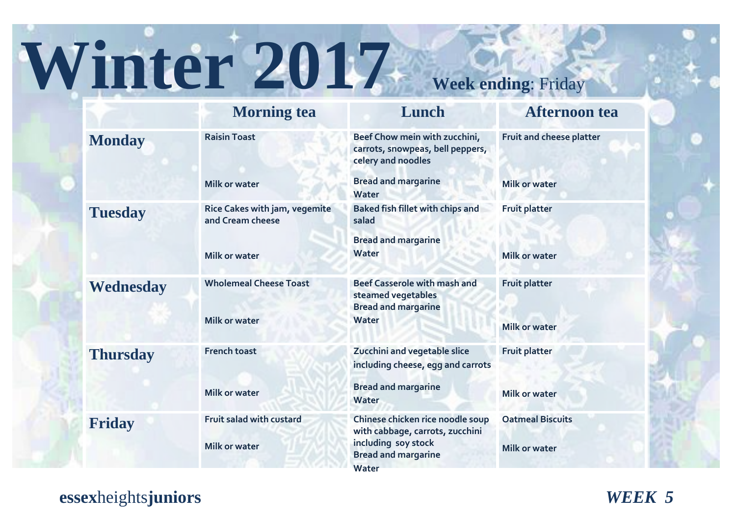# Winter 2017

**Week ending**: Friday

| | Morning tea | Lunch | Afternoon tea |
|---|---|---|---|
| **Monday** | Raisin Toast<br><br>Milk or water | Beef Chow mein with zucchini, carrots, snowpeas, bell peppers, celery and noodles<br><br>Bread and margarine<br>Water | Fruit and cheese platter<br><br>Milk or water |
| **Tuesday** | Rice Cakes with jam, vegemite and Cream cheese<br><br>Milk or water | Baked fish fillet with chips and salad<br><br>Bread and margarine<br>Water | Fruit platter<br><br>Milk or water |
| **Wednesday** | Wholemeal Cheese Toast<br><br>Milk or water | Beef Casserole with mash and steamed vegetables<br>Bread and margarine<br>Water | Fruit platter<br><br>Milk or water |
| **Thursday** | French toast<br><br>Milk or water | Zucchini and vegetable slice including cheese, egg and carrots<br><br>Bread and margarine<br>Water | Fruit platter<br><br>Milk or water |
| **Friday** | Fruit salad with custard<br><br>Milk or water | Chinese chicken rice noodle soup with cabbage, carrots, zucchini including soy stock<br>Bread and margarine<br>Water | Oatmeal Biscuits<br><br>Milk or water |

**essex**heights**juniors**

***WEEK 5***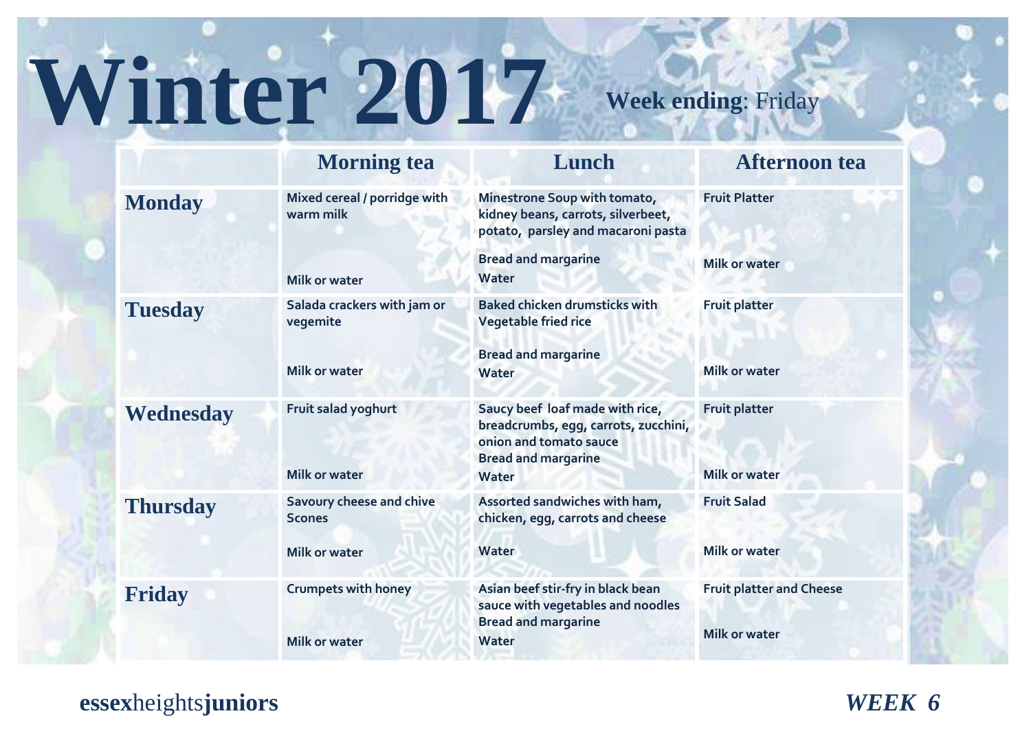# Winter 2017

**Week ending**: Friday

| | Morning tea | Lunch | Afternoon tea |
|---|---|---|---|
| **Monday** | Mixed cereal / porridge with warm milk<br><br>Milk or water | Minestrone Soup with tomato, kidney beans, carrots, silverbeet, potato, parsley and macaroni pasta<br>Bread and margarine<br>Water | Fruit Platter<br><br>Milk or water |
| **Tuesday** | Salada crackers with jam or vegemite<br><br>Milk or water | Baked chicken drumsticks with Vegetable fried rice<br>Bread and margarine<br>Water | Fruit platter<br><br>Milk or water |
| **Wednesday** | Fruit salad yoghurt<br><br>Milk or water | Saucy beef loaf made with rice, breadcrumbs, egg, carrots, zucchini, onion and tomato sauce<br>Bread and margarine<br>Water | Fruit platter<br><br>Milk or water |
| **Thursday** | Savoury cheese and chive Scones<br><br>Milk or water | Assorted sandwiches with ham, chicken, egg, carrots and cheese<br><br>Water | Fruit Salad<br><br>Milk or water |
| **Friday** | Crumpets with honey<br><br>Milk or water | Asian beef stir-fry in black bean sauce with vegetables and noodles<br>Bread and margarine<br>Water | Fruit platter and Cheese<br><br>Milk or water |

**essex**heights**juniors**

***WEEK 6***